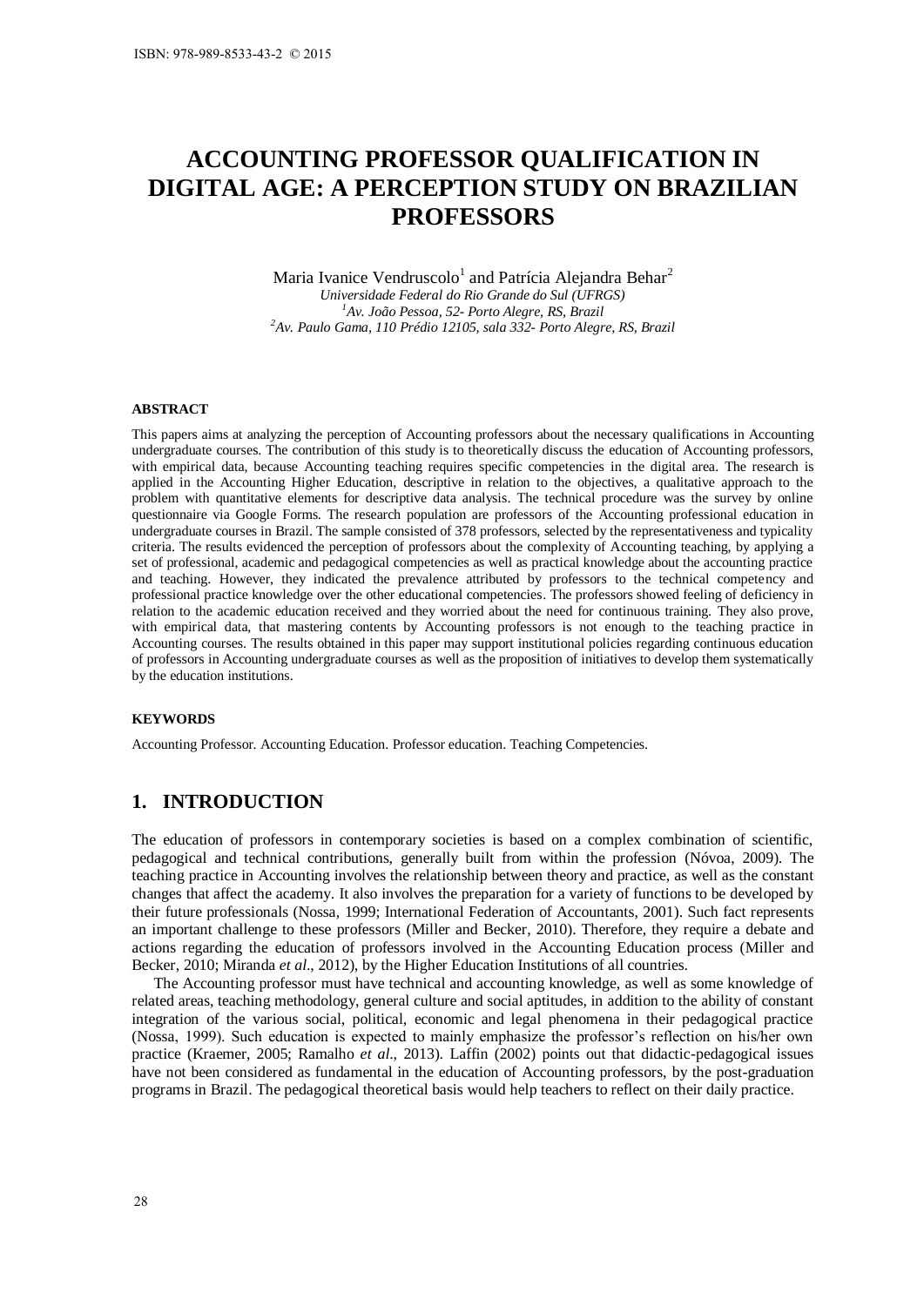# ACCOUNTING PROFESSOR QUALIFICATION IN DIGITAL AGE: A PERCEPTION STUDY ON BRAZILIAN PROFESSORS

Maria Ivanice Vendruscolo[1] and Patrícia Alejandra Behar[2]

*Universidade Federal do Rio Grande do Sul (UFRGS)*
*[1]Av. João Pessoa, 52- Porto Alegre, RS, Brazil*
*[2]Av. Paulo Gama, 110 Prédio 12105, sala 332- Porto Alegre, RS, Brazil*

#### ABSTRACT

This papers aims at analyzing the perception of Accounting professors about the necessary qualifications in Accounting undergraduate courses. The contribution of this study is to theoretically discuss the education of Accounting professors, with empirical data, because Accounting teaching requires specific competencies in the digital area. The research is applied in the Accounting Higher Education, descriptive in relation to the objectives, a qualitative approach to the problem with quantitative elements for descriptive data analysis. The technical procedure was the survey by online questionnaire via Google Forms. The research population are professors of the Accounting professional education in undergraduate courses in Brazil. The sample consisted of 378 professors, selected by the representativeness and typicality criteria. The results evidenced the perception of professors about the complexity of Accounting teaching, by applying a set of professional, academic and pedagogical competencies as well as practical knowledge about the accounting practice and teaching. However, they indicated the prevalence attributed by professors to the technical competency and professional practice knowledge over the other educational competencies. The professors showed feeling of deficiency in relation to the academic education received and they worried about the need for continuous training. They also prove, with empirical data, that mastering contents by Accounting professors is not enough to the teaching practice in Accounting courses. The results obtained in this paper may support institutional policies regarding continuous education of professors in Accounting undergraduate courses as well as the proposition of initiatives to develop them systematically by the education institutions.

#### KEYWORDS

Accounting Professor. Accounting Education. Professor education. Teaching Competencies.

## 1. INTRODUCTION

The education of professors in contemporary societies is based on a complex combination of scientific, pedagogical and technical contributions, generally built from within the profession (Nóvoa, 2009). The teaching practice in Accounting involves the relationship between theory and practice, as well as the constant changes that affect the academy. It also involves the preparation for a variety of functions to be developed by their future professionals (Nossa, 1999; International Federation of Accountants, 2001). Such fact represents an important challenge to these professors (Miller and Becker, 2010). Therefore, they require a debate and actions regarding the education of professors involved in the Accounting Education process (Miller and Becker, 2010; Miranda *et al*., 2012), by the Higher Education Institutions of all countries.

The Accounting professor must have technical and accounting knowledge, as well as some knowledge of related areas, teaching methodology, general culture and social aptitudes, in addition to the ability of constant integration of the various social, political, economic and legal phenomena in their pedagogical practice (Nossa, 1999). Such education is expected to mainly emphasize the professor's reflection on his/her own practice (Kraemer, 2005; Ramalho *et al*., 2013). Laffin (2002) points out that didactic-pedagogical issues have not been considered as fundamental in the education of Accounting professors, by the post-graduation programs in Brazil. The pedagogical theoretical basis would help teachers to reflect on their daily practice.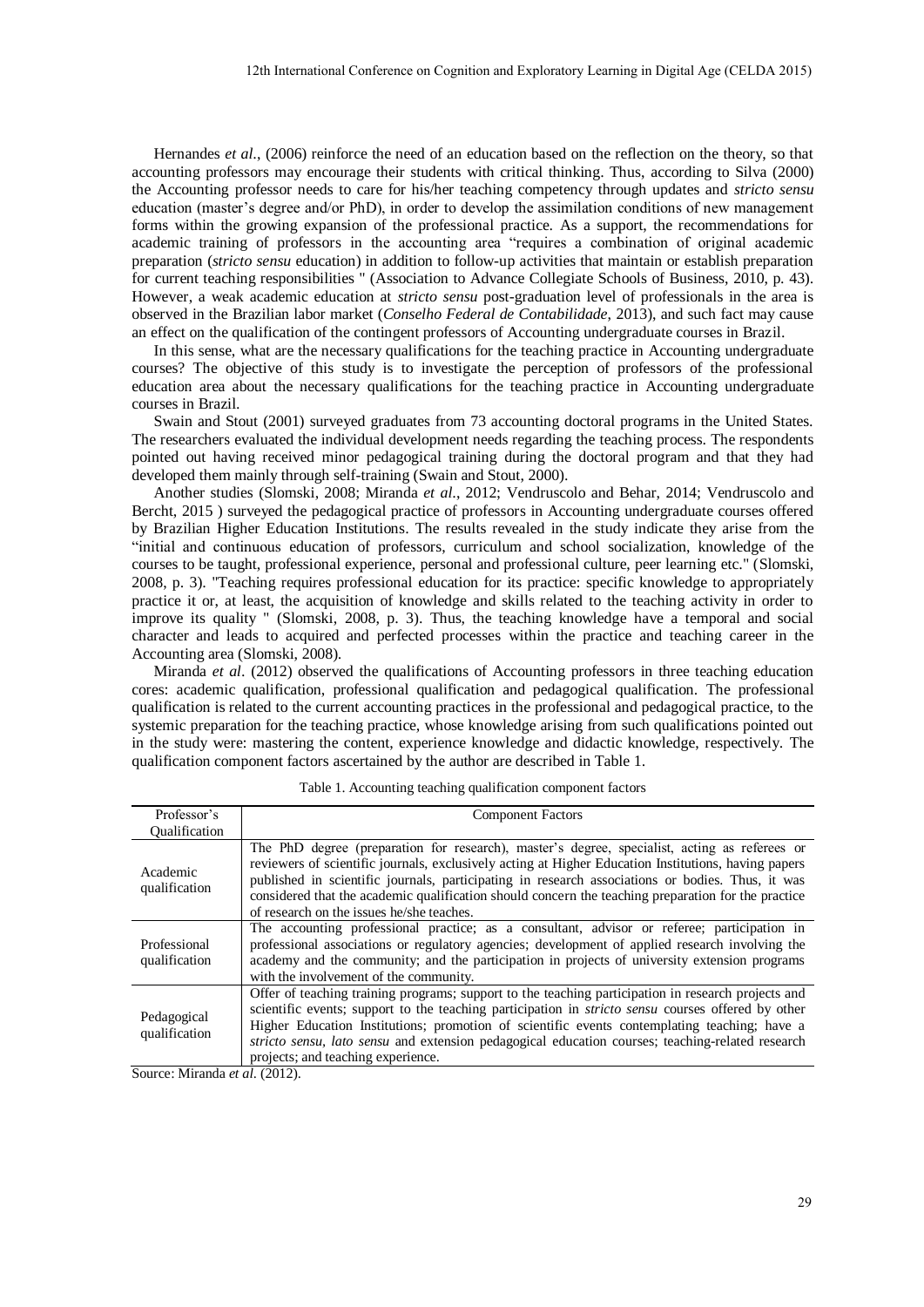Hernandes *et al*., (2006) reinforce the need of an education based on the reflection on the theory, so that accounting professors may encourage their students with critical thinking. Thus, according to Silva (2000) the Accounting professor needs to care for his/her teaching competency through updates and *stricto sensu* education (master's degree and/or PhD), in order to develop the assimilation conditions of new management forms within the growing expansion of the professional practice. As a support, the recommendations for academic training of professors in the accounting area "requires a combination of original academic preparation (*stricto sensu* education) in addition to follow-up activities that maintain or establish preparation for current teaching responsibilities " (Association to Advance Collegiate Schools of Business, 2010, p. 43). However, a weak academic education at *stricto sensu* post-graduation level of professionals in the area is observed in the Brazilian labor market (*Conselho Federal de Contabilidade*, 2013), and such fact may cause an effect on the qualification of the contingent professors of Accounting undergraduate courses in Brazil.

In this sense, what are the necessary qualifications for the teaching practice in Accounting undergraduate courses? The objective of this study is to investigate the perception of professors of the professional education area about the necessary qualifications for the teaching practice in Accounting undergraduate courses in Brazil.

Swain and Stout (2001) surveyed graduates from 73 accounting doctoral programs in the United States. The researchers evaluated the individual development needs regarding the teaching process. The respondents pointed out having received minor pedagogical training during the doctoral program and that they had developed them mainly through self-training (Swain and Stout, 2000).

Another studies (Slomski, 2008; Miranda *et al*., 2012; Vendruscolo and Behar, 2014; Vendruscolo and Bercht, 2015 ) surveyed the pedagogical practice of professors in Accounting undergraduate courses offered by Brazilian Higher Education Institutions. The results revealed in the study indicate they arise from the "initial and continuous education of professors, curriculum and school socialization, knowledge of the courses to be taught, professional experience, personal and professional culture, peer learning etc." (Slomski, 2008, p. 3). "Teaching requires professional education for its practice: specific knowledge to appropriately practice it or, at least, the acquisition of knowledge and skills related to the teaching activity in order to improve its quality " (Slomski, 2008, p. 3). Thus, the teaching knowledge have a temporal and social character and leads to acquired and perfected processes within the practice and teaching career in the Accounting area (Slomski, 2008).

Miranda *et al*. (2012) observed the qualifications of Accounting professors in three teaching education cores: academic qualification, professional qualification and pedagogical qualification. The professional qualification is related to the current accounting practices in the professional and pedagogical practice, to the systemic preparation for the teaching practice, whose knowledge arising from such qualifications pointed out in the study were: mastering the content, experience knowledge and didactic knowledge, respectively. The qualification component factors ascertained by the author are described in Table 1.

Table 1. Accounting teaching qualification component factors

| Professor's Qualification | Component Factors |
|---|---|
| Academic qualification | The PhD degree (preparation for research), master's degree, specialist, acting as referees or reviewers of scientific journals, exclusively acting at Higher Education Institutions, having papers published in scientific journals, participating in research associations or bodies. Thus, it was considered that the academic qualification should concern the teaching preparation for the practice of research on the issues he/she teaches. |
| Professional qualification | The accounting professional practice; as a consultant, advisor or referee; participation in professional associations or regulatory agencies; development of applied research involving the academy and the community; and the participation in projects of university extension programs with the involvement of the community. |
| Pedagogical qualification | Offer of teaching training programs; support to the teaching participation in research projects and scientific events; support to the teaching participation in *stricto sensu* courses offered by other Higher Education Institutions; promotion of scientific events contemplating teaching; have a *stricto sensu*, *lato sensu* and extension pedagogical education courses; teaching-related research projects; and teaching experience. |

Source: Miranda *et al*. (2012).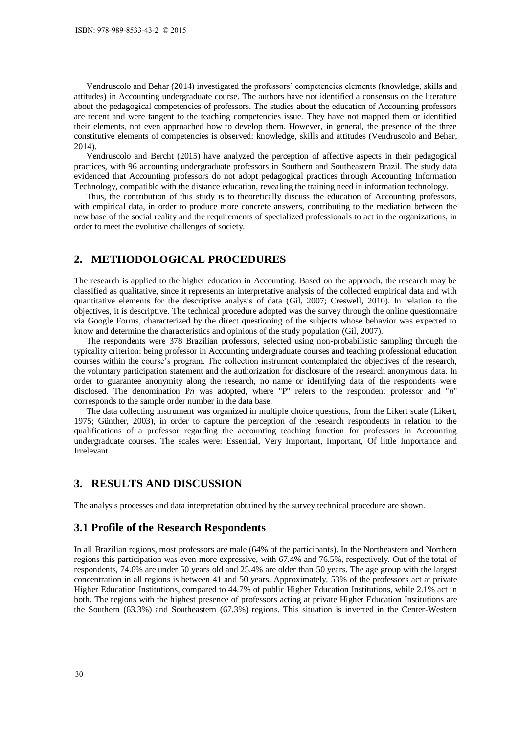Vendruscolo and Behar (2014) investigated the professors' competencies elements (knowledge, skills and attitudes) in Accounting undergraduate course. The authors have not identified a consensus on the literature about the pedagogical competencies of professors. The studies about the education of Accounting professors are recent and were tangent to the teaching competencies issue. They have not mapped them or identified their elements, not even approached how to develop them. However, in general, the presence of the three constitutive elements of competencies is observed: knowledge, skills and attitudes (Vendruscolo and Behar, 2014).

Vendruscolo and Bercht (2015) have analyzed the perception of affective aspects in their pedagogical practices, with 96 accounting undergraduate professors in Southern and Southeastern Brazil. The study data evidenced that Accounting professors do not adopt pedagogical practices through Accounting Information Technology, compatible with the distance education, revealing the training need in information technology.

Thus, the contribution of this study is to theoretically discuss the education of Accounting professors, with empirical data, in order to produce more concrete answers, contributing to the mediation between the new base of the social reality and the requirements of specialized professionals to act in the organizations, in order to meet the evolutive challenges of society.

## 2. METHODOLOGICAL PROCEDURES

The research is applied to the higher education in Accounting. Based on the approach, the research may be classified as qualitative, since it represents an interpretative analysis of the collected empirical data and with quantitative elements for the descriptive analysis of data (Gil, 2007; Creswell, 2010). In relation to the objectives, it is descriptive. The technical procedure adopted was the survey through the online questionnaire via Google Forms, characterized by the direct questioning of the subjects whose behavior was expected to know and determine the characteristics and opinions of the study population (Gil, 2007).

The respondents were 378 Brazilian professors, selected using non-probabilistic sampling through the typicality criterion: being professor in Accounting undergraduate courses and teaching professional education courses within the course's program. The collection instrument contemplated the objectives of the research, the voluntary participation statement and the authorization for disclosure of the research anonymous data. In order to guarantee anonymity along the research, no name or identifying data of the respondents were disclosed. The denomination P*n* was adopted, where "P" refers to the respondent professor and "*n*" corresponds to the sample order number in the data base.

The data collecting instrument was organized in multiple choice questions, from the Likert scale (Likert, 1975; Günther, 2003), in order to capture the perception of the research respondents in relation to the qualifications of a professor regarding the accounting teaching function for professors in Accounting undergraduate courses. The scales were: Essential, Very Important, Important, Of little Importance and Irrelevant.

## 3. RESULTS AND DISCUSSION

The analysis processes and data interpretation obtained by the survey technical procedure are shown.

### 3.1 Profile of the Research Respondents

In all Brazilian regions, most professors are male (64% of the participants). In the Northeastern and Northern regions this participation was even more expressive, with 67.4% and 76.5%, respectively. Out of the total of respondents, 74.6% are under 50 years old and 25.4% are older than 50 years. The age group with the largest concentration in all regions is between 41 and 50 years. Approximately, 53% of the professors act at private Higher Education Institutions, compared to 44.7% of public Higher Education Institutions, while 2.1% act in both. The regions with the highest presence of professors acting at private Higher Education Institutions are the Southern (63.3%) and Southeastern (67.3%) regions. This situation is inverted in the Center-Western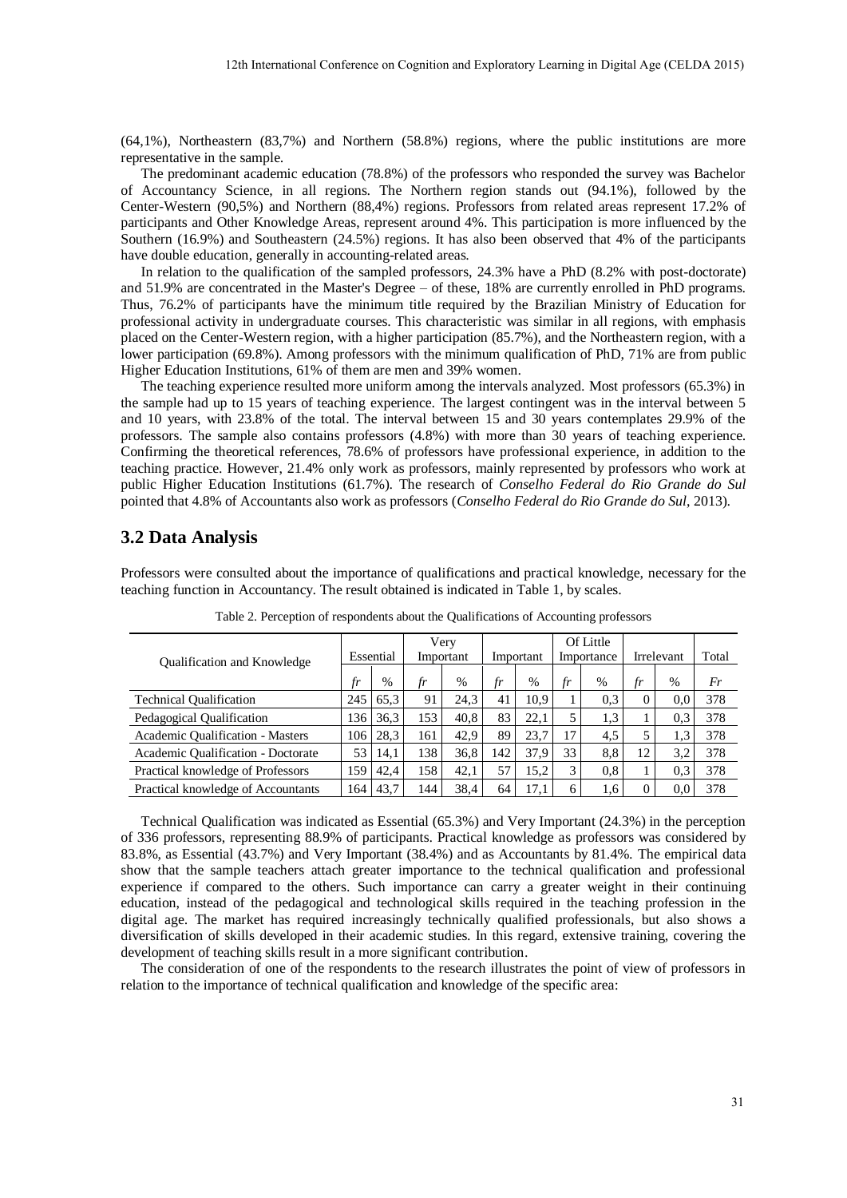(64,1%), Northeastern (83,7%) and Northern (58.8%) regions, where the public institutions are more representative in the sample.

The predominant academic education (78.8%) of the professors who responded the survey was Bachelor of Accountancy Science, in all regions. The Northern region stands out (94.1%), followed by the Center-Western (90,5%) and Northern (88,4%) regions. Professors from related areas represent 17.2% of participants and Other Knowledge Areas, represent around 4%. This participation is more influenced by the Southern (16.9%) and Southeastern (24.5%) regions. It has also been observed that 4% of the participants have double education, generally in accounting-related areas.

In relation to the qualification of the sampled professors, 24.3% have a PhD (8.2% with post-doctorate) and 51.9% are concentrated in the Master's Degree – of these, 18% are currently enrolled in PhD programs. Thus, 76.2% of participants have the minimum title required by the Brazilian Ministry of Education for professional activity in undergraduate courses. This characteristic was similar in all regions, with emphasis placed on the Center-Western region, with a higher participation (85.7%), and the Northeastern region, with a lower participation (69.8%). Among professors with the minimum qualification of PhD, 71% are from public Higher Education Institutions, 61% of them are men and 39% women.

The teaching experience resulted more uniform among the intervals analyzed. Most professors (65.3%) in the sample had up to 15 years of teaching experience. The largest contingent was in the interval between 5 and 10 years, with 23.8% of the total. The interval between 15 and 30 years contemplates 29.9% of the professors. The sample also contains professors (4.8%) with more than 30 years of teaching experience. Confirming the theoretical references, 78.6% of professors have professional experience, in addition to the teaching practice. However, 21.4% only work as professors, mainly represented by professors who work at public Higher Education Institutions (61.7%). The research of *Conselho Federal do Rio Grande do Sul* pointed that 4.8% of Accountants also work as professors (*Conselho Federal do Rio Grande do Sul*, 2013).

## 3.2 Data Analysis

Professors were consulted about the importance of qualifications and practical knowledge, necessary for the teaching function in Accountancy. The result obtained is indicated in Table 1, by scales.

Table 2. Perception of respondents about the Qualifications of Accounting professors

| Qualification and Knowledge | Essential | | Very Important | | Important | | Of Little Importance | | Irrelevant | | Total |
|---|---|---|---|---|---|---|---|---|---|---|---|
| | *fr* | % | *fr* | % | *fr* | % | *fr* | % | *fr* | % | *Fr* |
| Technical Qualification | 245 | 65,3 | 91 | 24,3 | 41 | 10,9 | 1 | 0,3 | 0 | 0,0 | 378 |
| Pedagogical Qualification | 136 | 36,3 | 153 | 40,8 | 83 | 22,1 | 5 | 1,3 | 1 | 0,3 | 378 |
| Academic Qualification - Masters | 106 | 28,3 | 161 | 42,9 | 89 | 23,7 | 17 | 4,5 | 5 | 1,3 | 378 |
| Academic Qualification - Doctorate | 53 | 14,1 | 138 | 36,8 | 142 | 37,9 | 33 | 8,8 | 12 | 3,2 | 378 |
| Practical knowledge of Professors | 159 | 42,4 | 158 | 42,1 | 57 | 15,2 | 3 | 0,8 | 1 | 0,3 | 378 |
| Practical knowledge of Accountants | 164 | 43,7 | 144 | 38,4 | 64 | 17,1 | 6 | 1,6 | 0 | 0,0 | 378 |

Technical Qualification was indicated as Essential (65.3%) and Very Important (24.3%) in the perception of 336 professors, representing 88.9% of participants. Practical knowledge as professors was considered by 83.8%, as Essential (43.7%) and Very Important (38.4%) and as Accountants by 81.4%. The empirical data show that the sample teachers attach greater importance to the technical qualification and professional experience if compared to the others. Such importance can carry a greater weight in their continuing education, instead of the pedagogical and technological skills required in the teaching profession in the digital age. The market has required increasingly technically qualified professionals, but also shows a diversification of skills developed in their academic studies. In this regard, extensive training, covering the development of teaching skills result in a more significant contribution.

The consideration of one of the respondents to the research illustrates the point of view of professors in relation to the importance of technical qualification and knowledge of the specific area: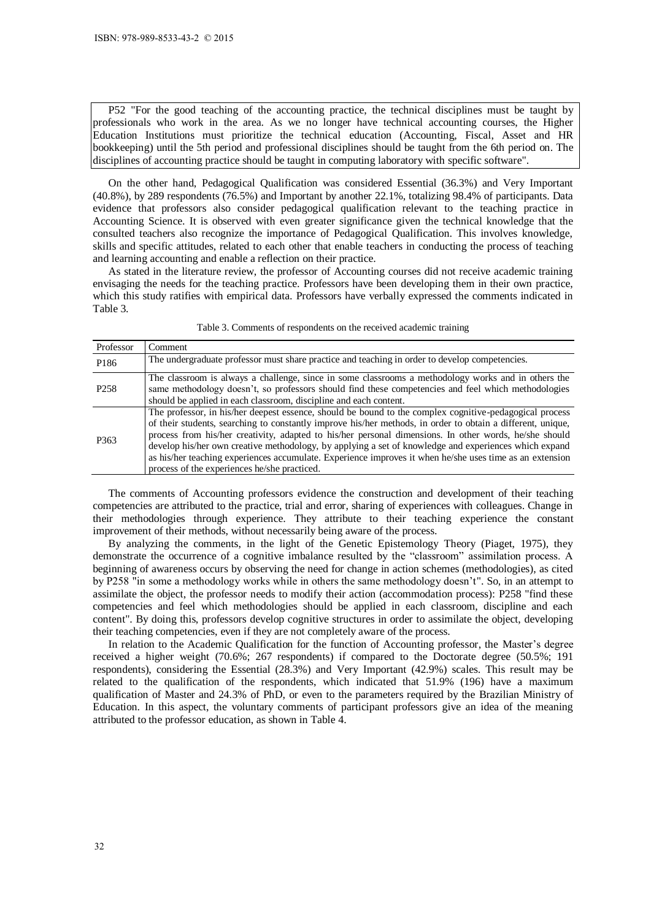P52 "For the good teaching of the accounting practice, the technical disciplines must be taught by professionals who work in the area. As we no longer have technical accounting courses, the Higher Education Institutions must prioritize the technical education (Accounting, Fiscal, Asset and HR bookkeeping) until the 5th period and professional disciplines should be taught from the 6th period on. The disciplines of accounting practice should be taught in computing laboratory with specific software".

On the other hand, Pedagogical Qualification was considered Essential (36.3%) and Very Important (40.8%), by 289 respondents (76.5%) and Important by another 22.1%, totalizing 98.4% of participants. Data evidence that professors also consider pedagogical qualification relevant to the teaching practice in Accounting Science. It is observed with even greater significance given the technical knowledge that the consulted teachers also recognize the importance of Pedagogical Qualification. This involves knowledge, skills and specific attitudes, related to each other that enable teachers in conducting the process of teaching and learning accounting and enable a reflection on their practice.

As stated in the literature review, the professor of Accounting courses did not receive academic training envisaging the needs for the teaching practice. Professors have been developing them in their own practice, which this study ratifies with empirical data. Professors have verbally expressed the comments indicated in Table 3.

Table 3. Comments of respondents on the received academic training

| Professor | Comment |
|---|---|
| P186 | The undergraduate professor must share practice and teaching in order to develop competencies. |
| P258 | The classroom is always a challenge, since in some classrooms a methodology works and in others the same methodology doesn't, so professors should find these competencies and feel which methodologies should be applied in each classroom, discipline and each content. |
| P363 | The professor, in his/her deepest essence, should be bound to the complex cognitive-pedagogical process of their students, searching to constantly improve his/her methods, in order to obtain a different, unique, process from his/her creativity, adapted to his/her personal dimensions. In other words, he/she should develop his/her own creative methodology, by applying a set of knowledge and experiences which expand as his/her teaching experiences accumulate. Experience improves it when he/she uses time as an extension process of the experiences he/she practiced. |

The comments of Accounting professors evidence the construction and development of their teaching competencies are attributed to the practice, trial and error, sharing of experiences with colleagues. Change in their methodologies through experience. They attribute to their teaching experience the constant improvement of their methods, without necessarily being aware of the process.

By analyzing the comments, in the light of the Genetic Epistemology Theory (Piaget, 1975), they demonstrate the occurrence of a cognitive imbalance resulted by the "classroom" assimilation process. A beginning of awareness occurs by observing the need for change in action schemes (methodologies), as cited by P258 "in some a methodology works while in others the same methodology doesn't". So, in an attempt to assimilate the object, the professor needs to modify their action (accommodation process): P258 "find these competencies and feel which methodologies should be applied in each classroom, discipline and each content". By doing this, professors develop cognitive structures in order to assimilate the object, developing their teaching competencies, even if they are not completely aware of the process.

In relation to the Academic Qualification for the function of Accounting professor, the Master's degree received a higher weight (70.6%; 267 respondents) if compared to the Doctorate degree (50.5%; 191 respondents), considering the Essential (28.3%) and Very Important (42.9%) scales. This result may be related to the qualification of the respondents, which indicated that 51.9% (196) have a maximum qualification of Master and 24.3% of PhD, or even to the parameters required by the Brazilian Ministry of Education. In this aspect, the voluntary comments of participant professors give an idea of the meaning attributed to the professor education, as shown in Table 4.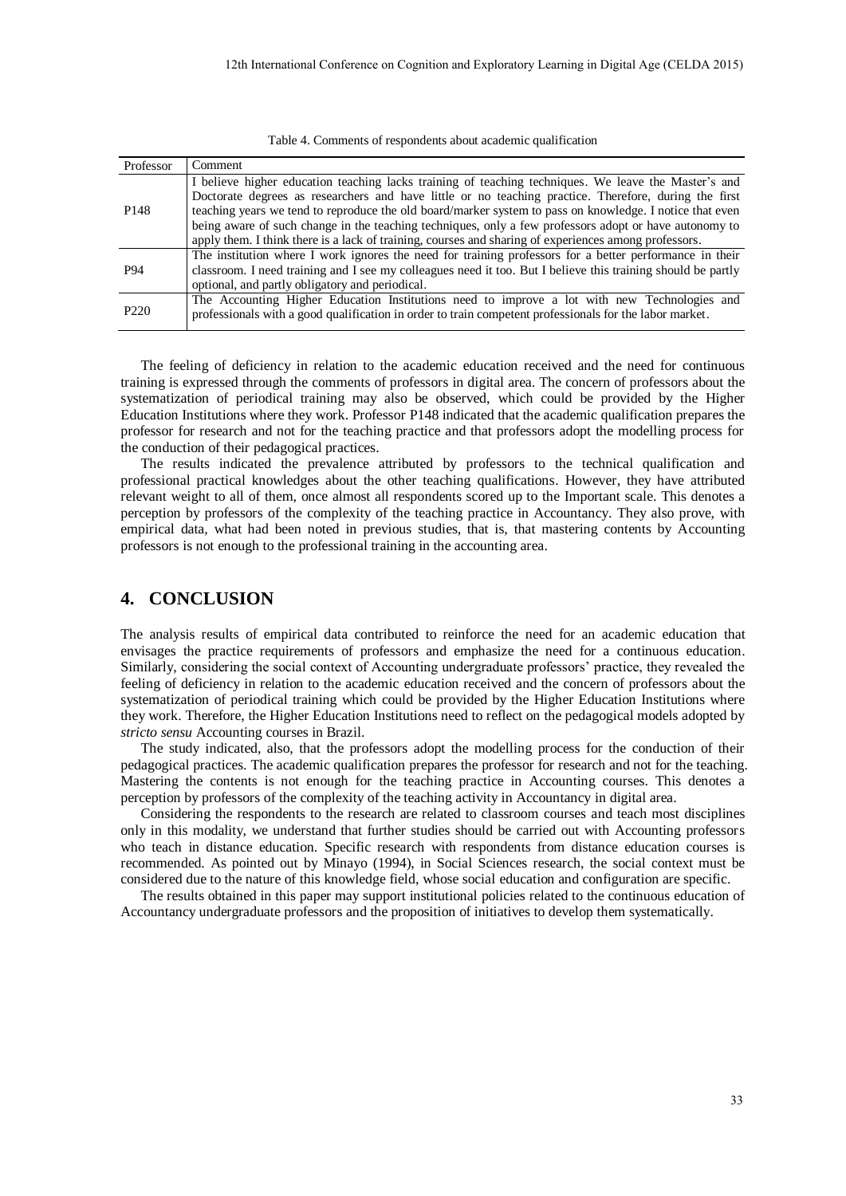Table 4. Comments of respondents about academic qualification

| Professor | Comment |
| --- | --- |
| P148 | I believe higher education teaching lacks training of teaching techniques. We leave the Master's and Doctorate degrees as researchers and have little or no teaching practice. Therefore, during the first teaching years we tend to reproduce the old board/marker system to pass on knowledge. I notice that even being aware of such change in the teaching techniques, only a few professors adopt or have autonomy to apply them. I think there is a lack of training, courses and sharing of experiences among professors. |
| P94 | The institution where I work ignores the need for training professors for a better performance in their classroom. I need training and I see my colleagues need it too. But I believe this training should be partly optional, and partly obligatory and periodical. |
| P220 | The Accounting Higher Education Institutions need to improve a lot with new Technologies and professionals with a good qualification in order to train competent professionals for the labor market. |

The feeling of deficiency in relation to the academic education received and the need for continuous training is expressed through the comments of professors in digital area. The concern of professors about the systematization of periodical training may also be observed, which could be provided by the Higher Education Institutions where they work. Professor P148 indicated that the academic qualification prepares the professor for research and not for the teaching practice and that professors adopt the modelling process for the conduction of their pedagogical practices.

The results indicated the prevalence attributed by professors to the technical qualification and professional practical knowledges about the other teaching qualifications. However, they have attributed relevant weight to all of them, once almost all respondents scored up to the Important scale. This denotes a perception by professors of the complexity of the teaching practice in Accountancy. They also prove, with empirical data, what had been noted in previous studies, that is, that mastering contents by Accounting professors is not enough to the professional training in the accounting area.

## 4. CONCLUSION

The analysis results of empirical data contributed to reinforce the need for an academic education that envisages the practice requirements of professors and emphasize the need for a continuous education. Similarly, considering the social context of Accounting undergraduate professors' practice, they revealed the feeling of deficiency in relation to the academic education received and the concern of professors about the systematization of periodical training which could be provided by the Higher Education Institutions where they work. Therefore, the Higher Education Institutions need to reflect on the pedagogical models adopted by *stricto sensu* Accounting courses in Brazil.

The study indicated, also, that the professors adopt the modelling process for the conduction of their pedagogical practices. The academic qualification prepares the professor for research and not for the teaching. Mastering the contents is not enough for the teaching practice in Accounting courses. This denotes a perception by professors of the complexity of the teaching activity in Accountancy in digital area.

Considering the respondents to the research are related to classroom courses and teach most disciplines only in this modality, we understand that further studies should be carried out with Accounting professors who teach in distance education. Specific research with respondents from distance education courses is recommended. As pointed out by Minayo (1994), in Social Sciences research, the social context must be considered due to the nature of this knowledge field, whose social education and configuration are specific.

The results obtained in this paper may support institutional policies related to the continuous education of Accountancy undergraduate professors and the proposition of initiatives to develop them systematically.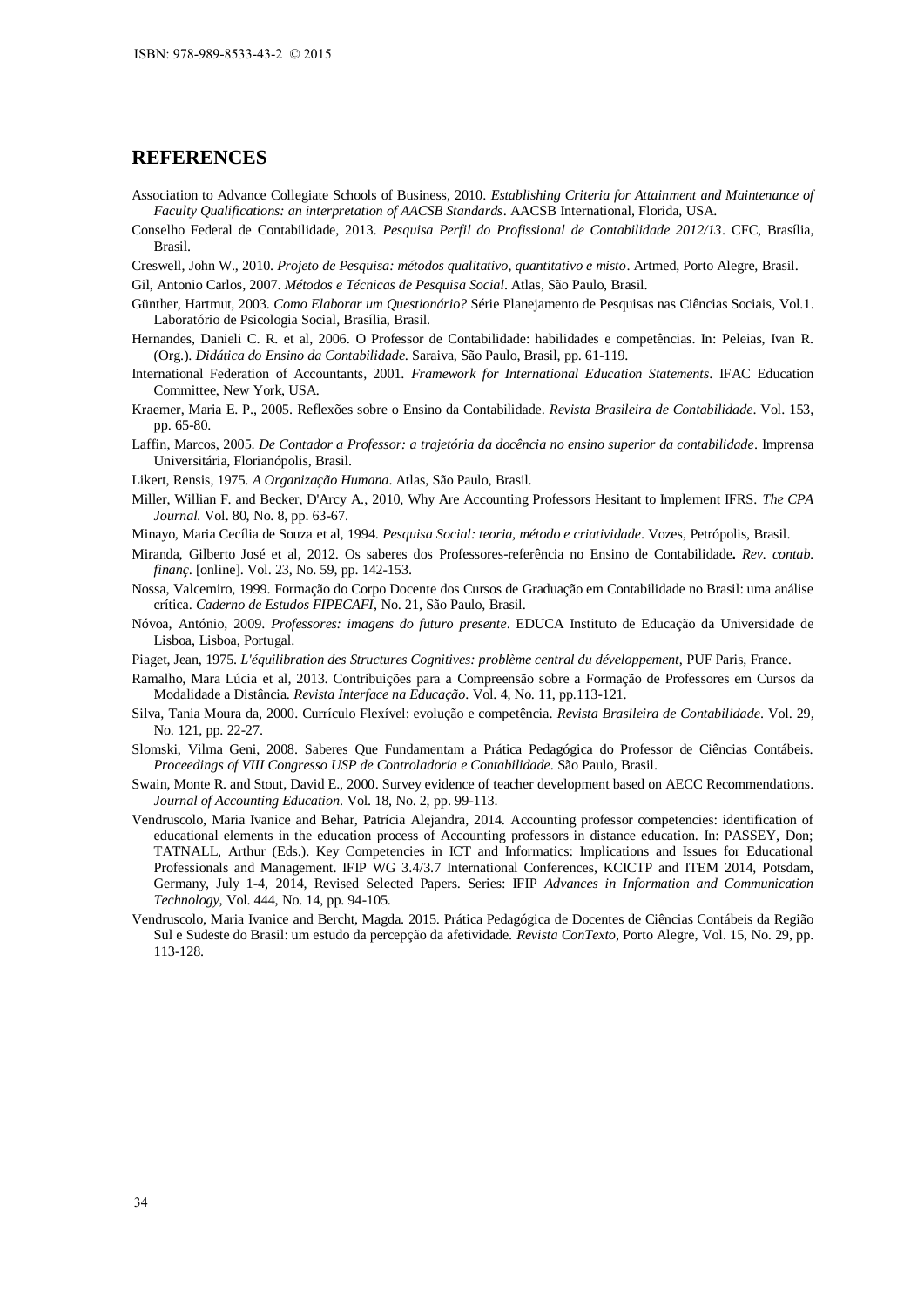## REFERENCES

Association to Advance Collegiate Schools of Business, 2010. *Establishing Criteria for Attainment and Maintenance of Faculty Qualifications: an interpretation of AACSB Standards*. AACSB International, Florida, USA.

Conselho Federal de Contabilidade, 2013. *Pesquisa Perfil do Profissional de Contabilidade 2012/13*. CFC, Brasília, Brasil.

Creswell, John W., 2010. *Projeto de Pesquisa: métodos qualitativo, quantitativo e misto*. Artmed, Porto Alegre, Brasil.

Gil, Antonio Carlos, 2007. *Métodos e Técnicas de Pesquisa Social*. Atlas, São Paulo, Brasil.

Günther, Hartmut, 2003. *Como Elaborar um Questionário?* Série Planejamento de Pesquisas nas Ciências Sociais, Vol.1. Laboratório de Psicologia Social, Brasília, Brasil.

Hernandes, Danieli C. R. et al, 2006. O Professor de Contabilidade: habilidades e competências. In: Peleias, Ivan R. (Org.). *Didática do Ensino da Contabilidade.* Saraiva, São Paulo, Brasil, pp. 61-119.

International Federation of Accountants, 2001. *Framework for International Education Statements*. IFAC Education Committee, New York, USA.

Kraemer, Maria E. P., 2005. Reflexões sobre o Ensino da Contabilidade. *Revista Brasileira de Contabilidade*. Vol. 153, pp. 65-80.

Laffin, Marcos, 2005. *De Contador a Professor: a trajetória da docência no ensino superior da contabilidade*. Imprensa Universitária, Florianópolis, Brasil.

Likert, Rensis, 1975. *A Organização Humana*. Atlas, São Paulo, Brasil.

Miller, Willian F. and Becker, D'Arcy A., 2010, Why Are Accounting Professors Hesitant to Implement IFRS. *The CPA Journal.* Vol. 80, No. 8, pp. 63-67.

Minayo, Maria Cecília de Souza et al, 1994. *Pesquisa Social: teoria, método e criatividade*. Vozes, Petrópolis, Brasil.

Miranda, Gilberto José et al, 2012. Os saberes dos Professores-referência no Ensino de Contabilidade**.** *Rev. contab. finanç*. [online]. Vol. 23, No. 59, pp. 142-153.

Nossa, Valcemiro, 1999. Formação do Corpo Docente dos Cursos de Graduação em Contabilidade no Brasil: uma análise crítica. *Caderno de Estudos FIPECAFI*, No. 21, São Paulo, Brasil.

Nóvoa, António, 2009. *Professores: imagens do futuro presente*. EDUCA Instituto de Educação da Universidade de Lisboa, Lisboa, Portugal.

Piaget, Jean, 1975. *L'équilibration des Structures Cognitives: problème central du développement*, PUF Paris, France.

Ramalho, Mara Lúcia et al, 2013. Contribuições para a Compreensão sobre a Formação de Professores em Cursos da Modalidade a Distância. *Revista Interface na Educação*. Vol. 4, No. 11, pp.113-121.

Silva, Tania Moura da, 2000. Currículo Flexível: evolução e competência. *Revista Brasileira de Contabilidade*. Vol. 29, No. 121, pp. 22-27.

Slomski, Vilma Geni, 2008. Saberes Que Fundamentam a Prática Pedagógica do Professor de Ciências Contábeis. *Proceedings of VIII Congresso USP de Controladoria e Contabilidade*. São Paulo, Brasil.

Swain, Monte R. and Stout, David E., 2000. Survey evidence of teacher development based on AECC Recommendations. *Journal of Accounting Education*. Vol. 18, No. 2, pp. 99-113.

Vendruscolo, Maria Ivanice and Behar, Patrícia Alejandra, 2014. Accounting professor competencies: identification of educational elements in the education process of Accounting professors in distance education. In: PASSEY, Don; TATNALL, Arthur (Eds.). Key Competencies in ICT and Informatics: Implications and Issues for Educational Professionals and Management. IFIP WG 3.4/3.7 International Conferences, KCICTP and ITEM 2014, Potsdam, Germany, July 1-4, 2014, Revised Selected Papers. Series: IFIP *Advances in Information and Communication Technology*, Vol. 444, No. 14, pp. 94-105.

Vendruscolo, Maria Ivanice and Bercht, Magda. 2015. Prática Pedagógica de Docentes de Ciências Contábeis da Região Sul e Sudeste do Brasil: um estudo da percepção da afetividade. *Revista ConTexto*, Porto Alegre, Vol. 15, No. 29, pp. 113-128.